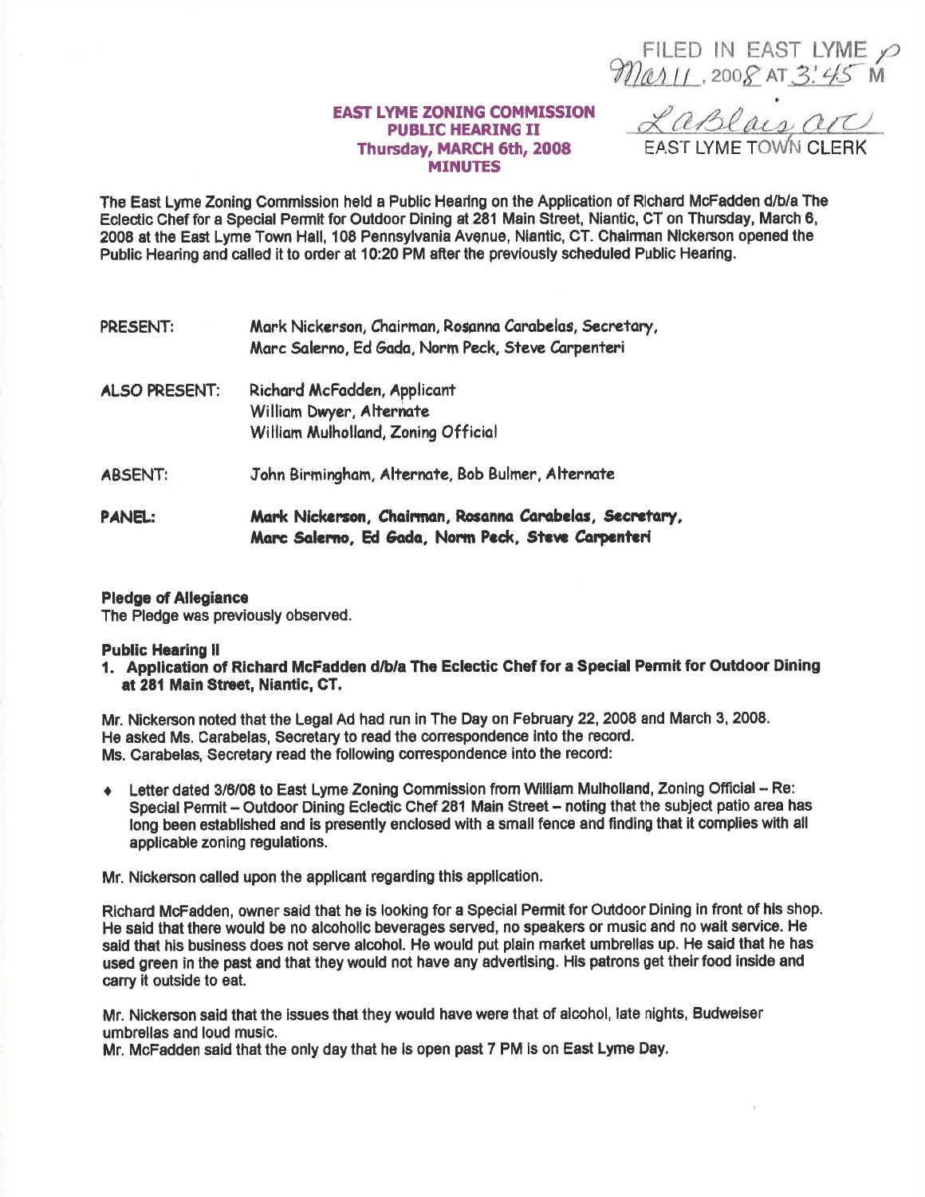FILED IN EAST LYME Mar 11, 2008 AT 3:45 PM

LaBlair arc
EAST LYME TOWN CLERK

# EAST LYME ZONING COMMISSION
## PUBLIC HEARING II
## Thursday, MARCH 6th, 2008
## MINUTES

The East Lyme Zoning Commission held a Public Hearing on the Application of Richard McFadden d/b/a The Eclectic Chef for a Special Permit for Outdoor Dining at 281 Main Street, Niantic, CT on Thursday, March 6, 2008 at the East Lyme Town Hall, 108 Pennsylvania Avenue, Niantic, CT. Chairman Nickerson opened the Public Hearing and called it to order at 10:20 PM after the previously scheduled Public Hearing.

| | |
|---|---|
| PRESENT: | Mark Nickerson, Chairman, Rosanna Carabelas, Secretary, Marc Salerno, Ed Gada, Norm Peck, Steve Carpenteri |
| ALSO PRESENT: | Richard McFadden, Applicant<br>William Dwyer, Alternate<br>William Mulholland, Zoning Official |
| ABSENT: | John Birmingham, Alternate, Bob Bulmer, Alternate |
| **PANEL:** | **Mark Nickerson, Chairman, Rosanna Carabelas, Secretary, Marc Salerno, Ed Gada, Norm Peck, Steve Carpenteri** |

**Pledge of Allegiance**
The Pledge was previously observed.

**Public Hearing II**

1. **Application of Richard McFadden d/b/a The Eclectic Chef for a Special Permit for Outdoor Dining at 281 Main Street, Niantic, CT.**

Mr. Nickerson noted that the Legal Ad had run in The Day on February 22, 2008 and March 3, 2008.
He asked Ms. Carabelas, Secretary to read the correspondence into the record.
Ms. Carabelas, Secretary read the following correspondence into the record:

- Letter dated 3/6/08 to East Lyme Zoning Commission from William Mulholland, Zoning Official – Re: Special Permit – Outdoor Dining Eclectic Chef 281 Main Street – noting that the subject patio area has long been established and is presently enclosed with a small fence and finding that it complies with all applicable zoning regulations.

Mr. Nickerson called upon the applicant regarding this application.

Richard McFadden, owner said that he is looking for a Special Permit for Outdoor Dining in front of his shop. He said that there would be no alcoholic beverages served, no speakers or music and no wait service. He said that his business does not serve alcohol. He would put plain market umbrellas up. He said that he has used green in the past and that they would not have any advertising. His patrons get their food inside and carry it outside to eat.

Mr. Nickerson said that the issues that they would have were that of alcohol, late nights, Budweiser umbrellas and loud music.
Mr. McFadden said that the only day that he is open past 7 PM is on East Lyme Day.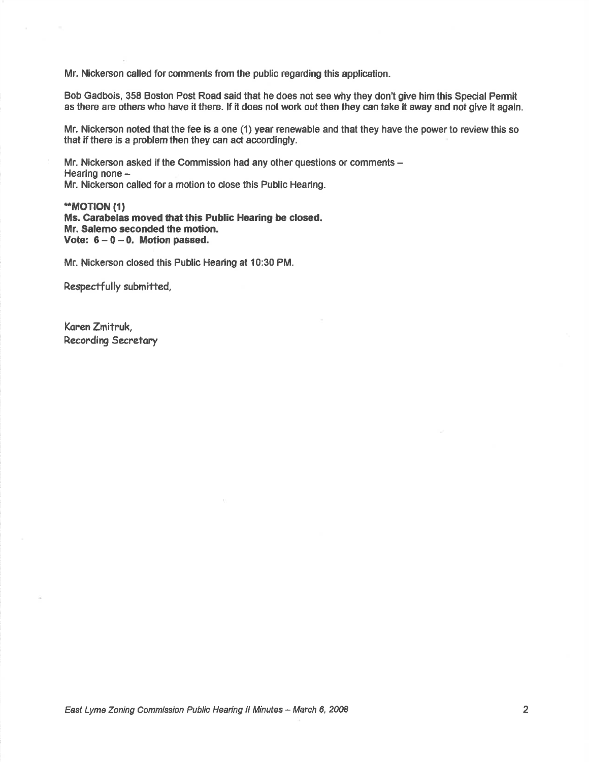Mr. Nickerson called for comments from the public regarding this application.

Bob Gadbois, 358 Boston Post Road said that he does not see why they don't give him this Special Permit as there are others who have it there. If it does not work out then they can take it away and not give it again.

Mr. Nickerson noted that the fee is a one (1) year renewable and that they have the power to review this so that if there is a problem then they can act accordingly.

Mr. Nickerson asked if the Commission had any other questions or comments –
Hearing none –
Mr. Nickerson called for a motion to close this Public Hearing.

**\*\*MOTION (1)**
**Ms. Carabelas moved that this Public Hearing be closed.**
**Mr. Salerno seconded the motion.**
**Vote: 6 – 0 – 0. Motion passed.**

Mr. Nickerson closed this Public Hearing at 10:30 PM.

Respectfully submitted,

Karen Zmitruk,
Recording Secretary